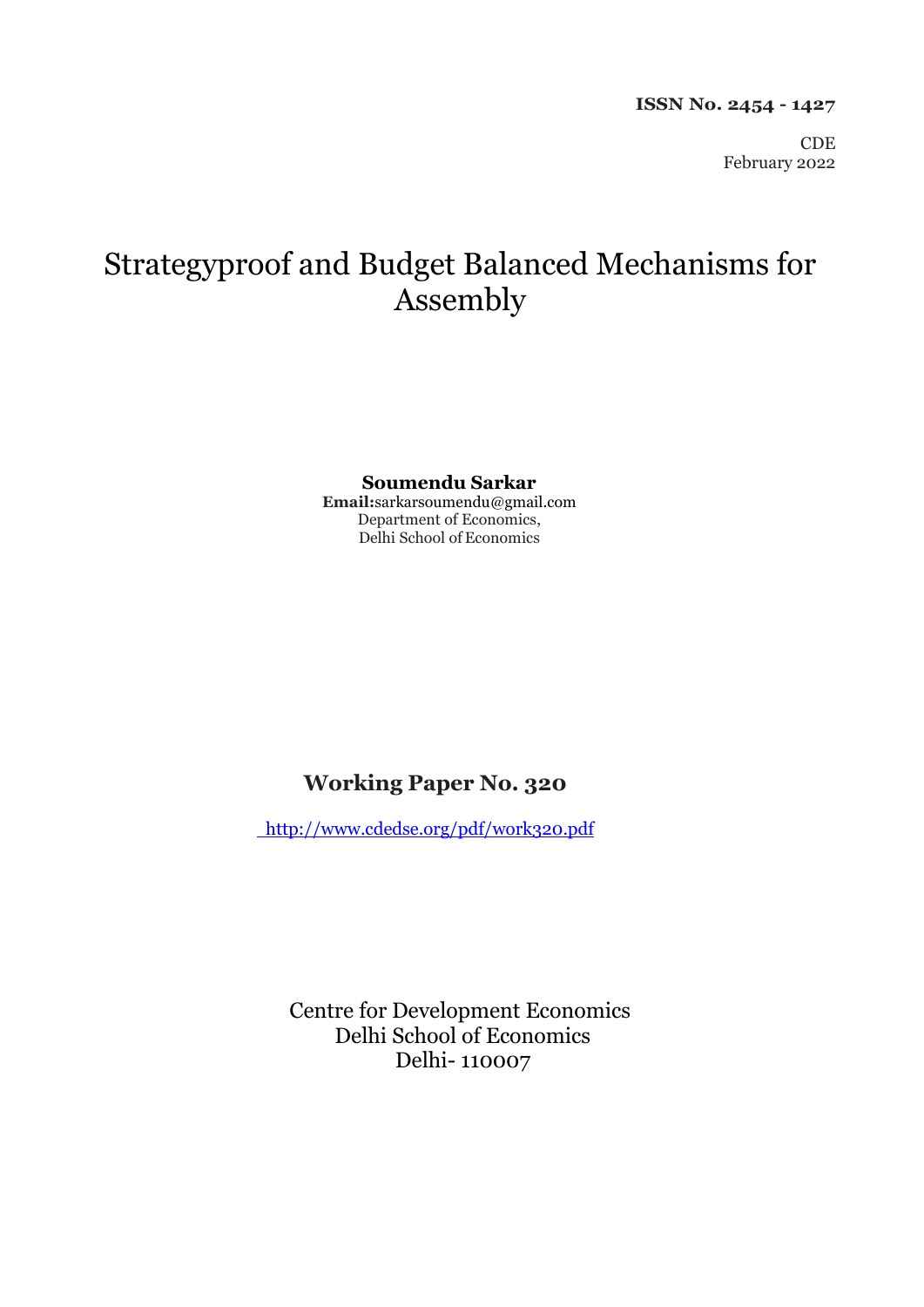**ISSN No. 2454 - 1427**

CDE
February 2022

# Strategyproof and Budget Balanced Mechanisms for Assembly

**Soumendu Sarkar**
**Email:**sarkarsoumendu@gmail.com
Department of Economics,
Delhi School of Economics

## Working Paper No. 320

http://www.cdedse.org/pdf/work320.pdf

Centre for Development Economics
Delhi School of Economics
Delhi- 110007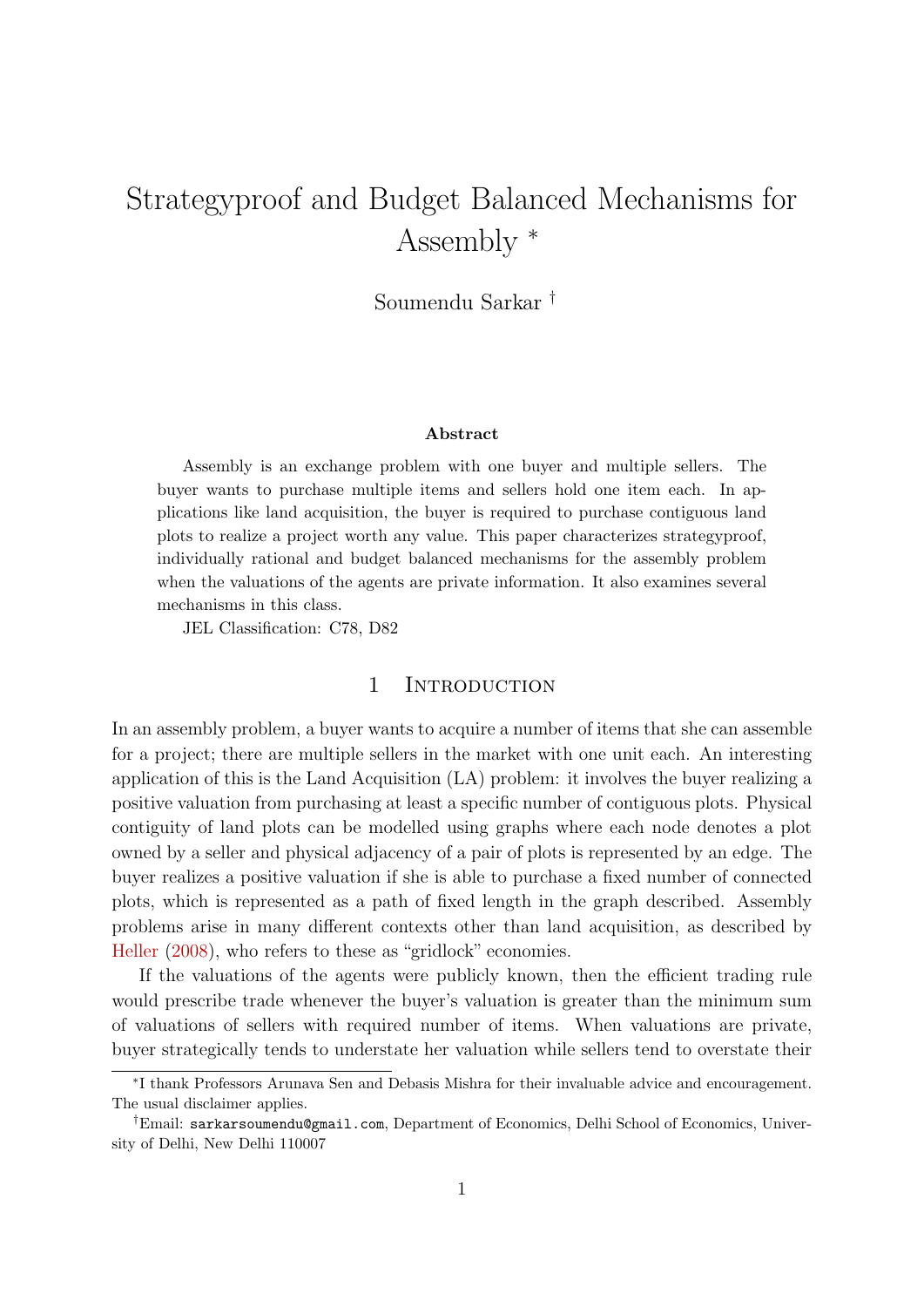# Strategyproof and Budget Balanced Mechanisms for Assembly *

Soumendu Sarkar †

**Abstract**

Assembly is an exchange problem with one buyer and multiple sellers. The buyer wants to purchase multiple items and sellers hold one item each. In applications like land acquisition, the buyer is required to purchase contiguous land plots to realize a project worth any value. This paper characterizes strategyproof, individually rational and budget balanced mechanisms for the assembly problem when the valuations of the agents are private information. It also examines several mechanisms in this class.

JEL Classification: C78, D82

## 1 Introduction

In an assembly problem, a buyer wants to acquire a number of items that she can assemble for a project; there are multiple sellers in the market with one unit each. An interesting application of this is the Land Acquisition (LA) problem: it involves the buyer realizing a positive valuation from purchasing at least a specific number of contiguous plots. Physical contiguity of land plots can be modelled using graphs where each node denotes a plot owned by a seller and physical adjacency of a pair of plots is represented by an edge. The buyer realizes a positive valuation if she is able to purchase a fixed number of connected plots, which is represented as a path of fixed length in the graph described. Assembly problems arise in many different contexts other than land acquisition, as described by Heller (2008), who refers to these as "gridlock" economies.

If the valuations of the agents were publicly known, then the efficient trading rule would prescribe trade whenever the buyer's valuation is greater than the minimum sum of valuations of sellers with required number of items. When valuations are private, buyer strategically tends to understate her valuation while sellers tend to overstate their

---

*I thank Professors Arunava Sen and Debasis Mishra for their invaluable advice and encouragement. The usual disclaimer applies.

†Email: `sarkarsoumendu@gmail.com`, Department of Economics, Delhi School of Economics, University of Delhi, New Delhi 110007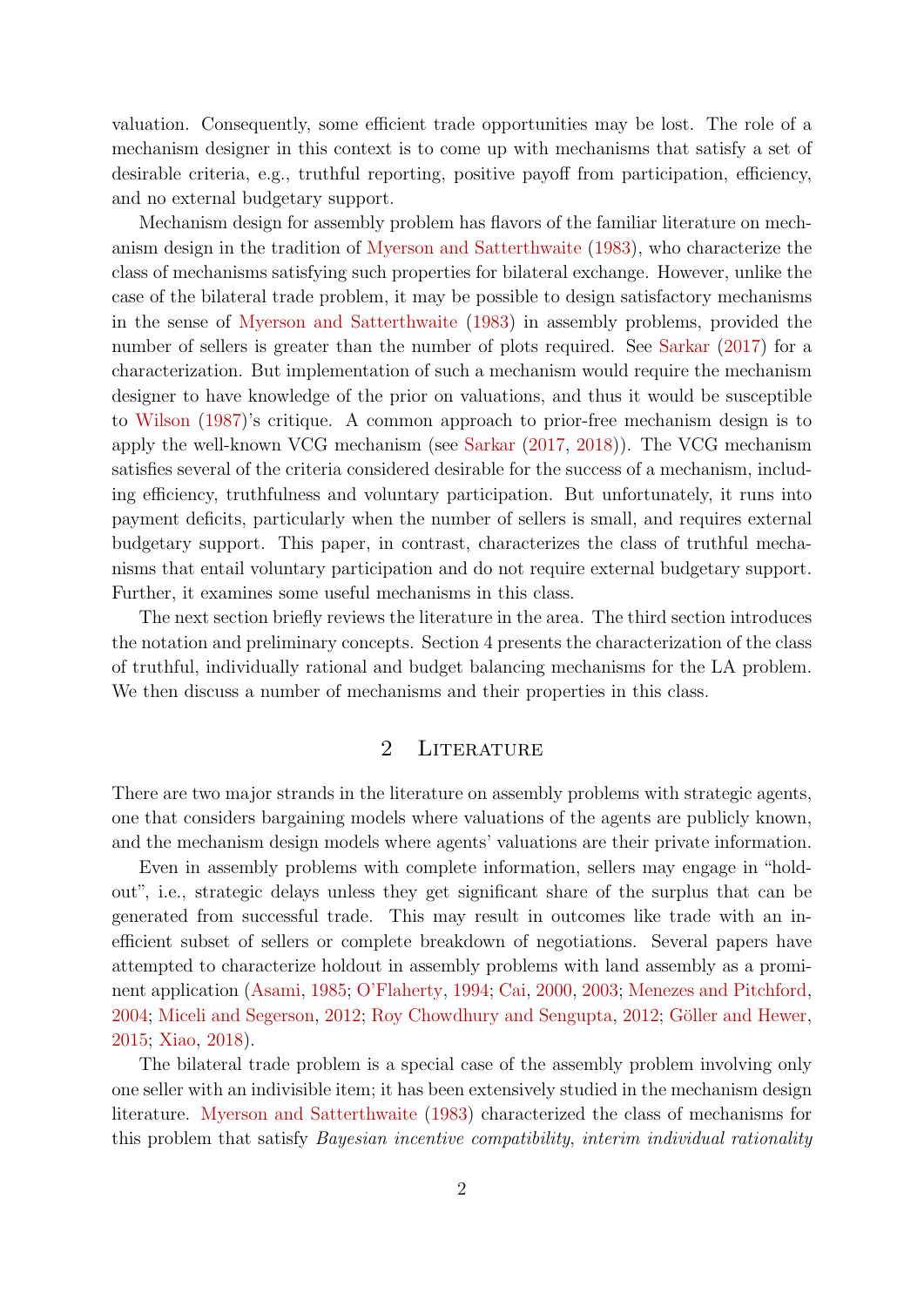valuation. Consequently, some efficient trade opportunities may be lost. The role of a mechanism designer in this context is to come up with mechanisms that satisfy a set of desirable criteria, e.g., truthful reporting, positive payoff from participation, efficiency, and no external budgetary support.

Mechanism design for assembly problem has flavors of the familiar literature on mechanism design in the tradition of Myerson and Satterthwaite (1983), who characterize the class of mechanisms satisfying such properties for bilateral exchange. However, unlike the case of the bilateral trade problem, it may be possible to design satisfactory mechanisms in the sense of Myerson and Satterthwaite (1983) in assembly problems, provided the number of sellers is greater than the number of plots required. See Sarkar (2017) for a characterization. But implementation of such a mechanism would require the mechanism designer to have knowledge of the prior on valuations, and thus it would be susceptible to Wilson (1987)'s critique. A common approach to prior-free mechanism design is to apply the well-known VCG mechanism (see Sarkar (2017, 2018)). The VCG mechanism satisfies several of the criteria considered desirable for the success of a mechanism, including efficiency, truthfulness and voluntary participation. But unfortunately, it runs into payment deficits, particularly when the number of sellers is small, and requires external budgetary support. This paper, in contrast, characterizes the class of truthful mechanisms that entail voluntary participation and do not require external budgetary support. Further, it examines some useful mechanisms in this class.

The next section briefly reviews the literature in the area. The third section introduces the notation and preliminary concepts. Section 4 presents the characterization of the class of truthful, individually rational and budget balancing mechanisms for the LA problem. We then discuss a number of mechanisms and their properties in this class.

## 2 Literature

There are two major strands in the literature on assembly problems with strategic agents, one that considers bargaining models where valuations of the agents are publicly known, and the mechanism design models where agents' valuations are their private information.

Even in assembly problems with complete information, sellers may engage in "holdout", i.e., strategic delays unless they get significant share of the surplus that can be generated from successful trade. This may result in outcomes like trade with an inefficient subset of sellers or complete breakdown of negotiations. Several papers have attempted to characterize holdout in assembly problems with land assembly as a prominent application (Asami, 1985; O'Flaherty, 1994; Cai, 2000, 2003; Menezes and Pitchford, 2004; Miceli and Segerson, 2012; Roy Chowdhury and Sengupta, 2012; Göller and Hewer, 2015; Xiao, 2018).

The bilateral trade problem is a special case of the assembly problem involving only one seller with an indivisible item; it has been extensively studied in the mechanism design literature. Myerson and Satterthwaite (1983) characterized the class of mechanisms for this problem that satisfy *Bayesian incentive compatibility*, *interim individual rationality*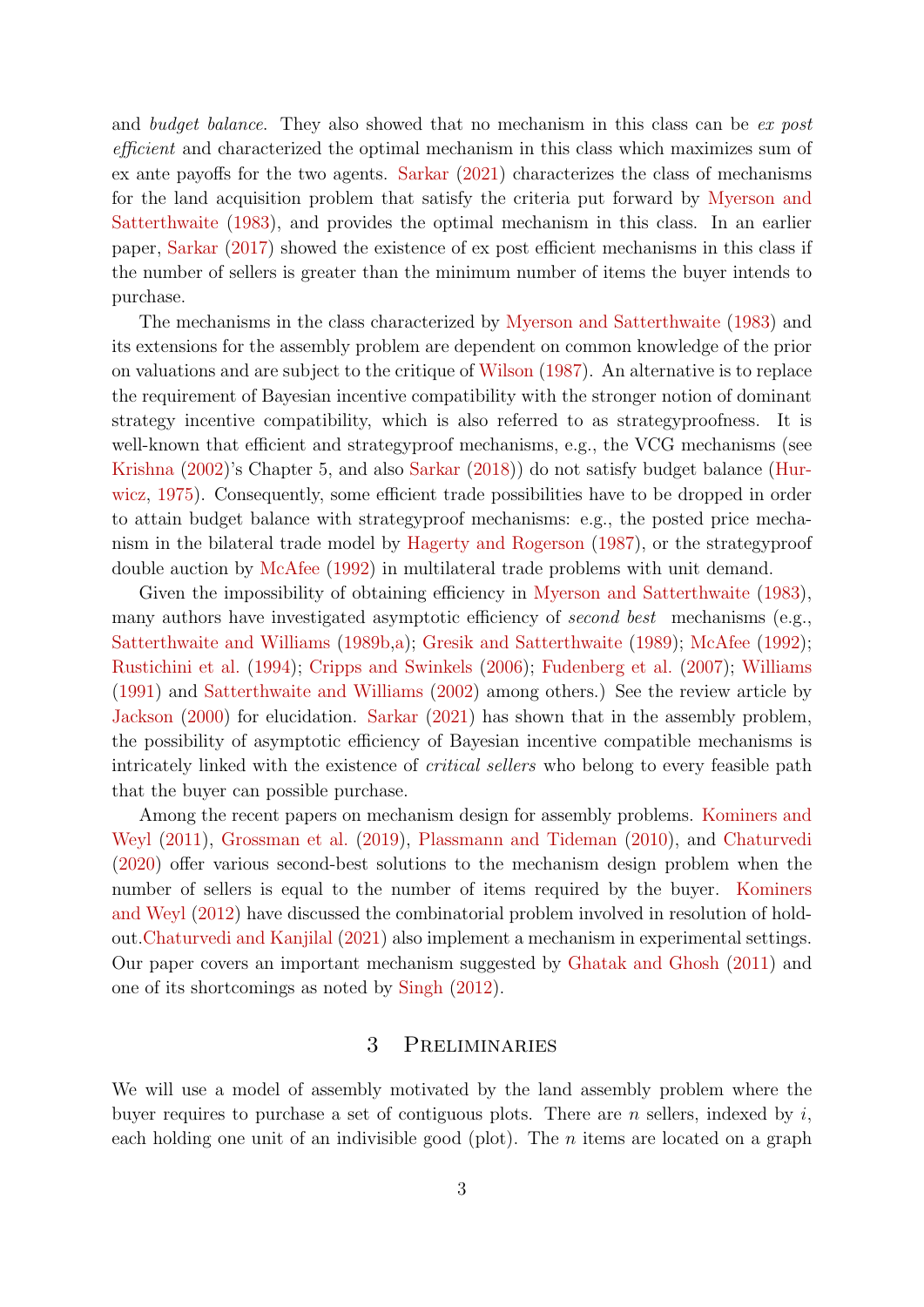and *budget balance*. They also showed that no mechanism in this class can be *ex post efficient* and characterized the optimal mechanism in this class which maximizes sum of ex ante payoffs for the two agents. Sarkar (2021) characterizes the class of mechanisms for the land acquisition problem that satisfy the criteria put forward by Myerson and Satterthwaite (1983), and provides the optimal mechanism in this class. In an earlier paper, Sarkar (2017) showed the existence of ex post efficient mechanisms in this class if the number of sellers is greater than the minimum number of items the buyer intends to purchase.

The mechanisms in the class characterized by Myerson and Satterthwaite (1983) and its extensions for the assembly problem are dependent on common knowledge of the prior on valuations and are subject to the critique of Wilson (1987). An alternative is to replace the requirement of Bayesian incentive compatibility with the stronger notion of dominant strategy incentive compatibility, which is also referred to as strategyproofness. It is well-known that efficient and strategyproof mechanisms, e.g., the VCG mechanisms (see Krishna (2002)'s Chapter 5, and also Sarkar (2018)) do not satisfy budget balance (Hurwicz, 1975). Consequently, some efficient trade possibilities have to be dropped in order to attain budget balance with strategyproof mechanisms: e.g., the posted price mechanism in the bilateral trade model by Hagerty and Rogerson (1987), or the strategyproof double auction by McAfee (1992) in multilateral trade problems with unit demand.

Given the impossibility of obtaining efficiency in Myerson and Satterthwaite (1983), many authors have investigated asymptotic efficiency of *second best* mechanisms (e.g., Satterthwaite and Williams (1989b,a); Gresik and Satterthwaite (1989); McAfee (1992); Rustichini et al. (1994); Cripps and Swinkels (2006); Fudenberg et al. (2007); Williams (1991) and Satterthwaite and Williams (2002) among others.) See the review article by Jackson (2000) for elucidation. Sarkar (2021) has shown that in the assembly problem, the possibility of asymptotic efficiency of Bayesian incentive compatible mechanisms is intricately linked with the existence of *critical sellers* who belong to every feasible path that the buyer can possible purchase.

Among the recent papers on mechanism design for assembly problems. Kominers and Weyl (2011), Grossman et al. (2019), Plassmann and Tideman (2010), and Chaturvedi (2020) offer various second-best solutions to the mechanism design problem when the number of sellers is equal to the number of items required by the buyer. Kominers and Weyl (2012) have discussed the combinatorial problem involved in resolution of hold-out.Chaturvedi and Kanjilal (2021) also implement a mechanism in experimental settings. Our paper covers an important mechanism suggested by Ghatak and Ghosh (2011) and one of its shortcomings as noted by Singh (2012).

## 3 Preliminaries

We will use a model of assembly motivated by the land assembly problem where the buyer requires to purchase a set of contiguous plots. There are $n$ sellers, indexed by $i$, each holding one unit of an indivisible good (plot). The $n$ items are located on a graph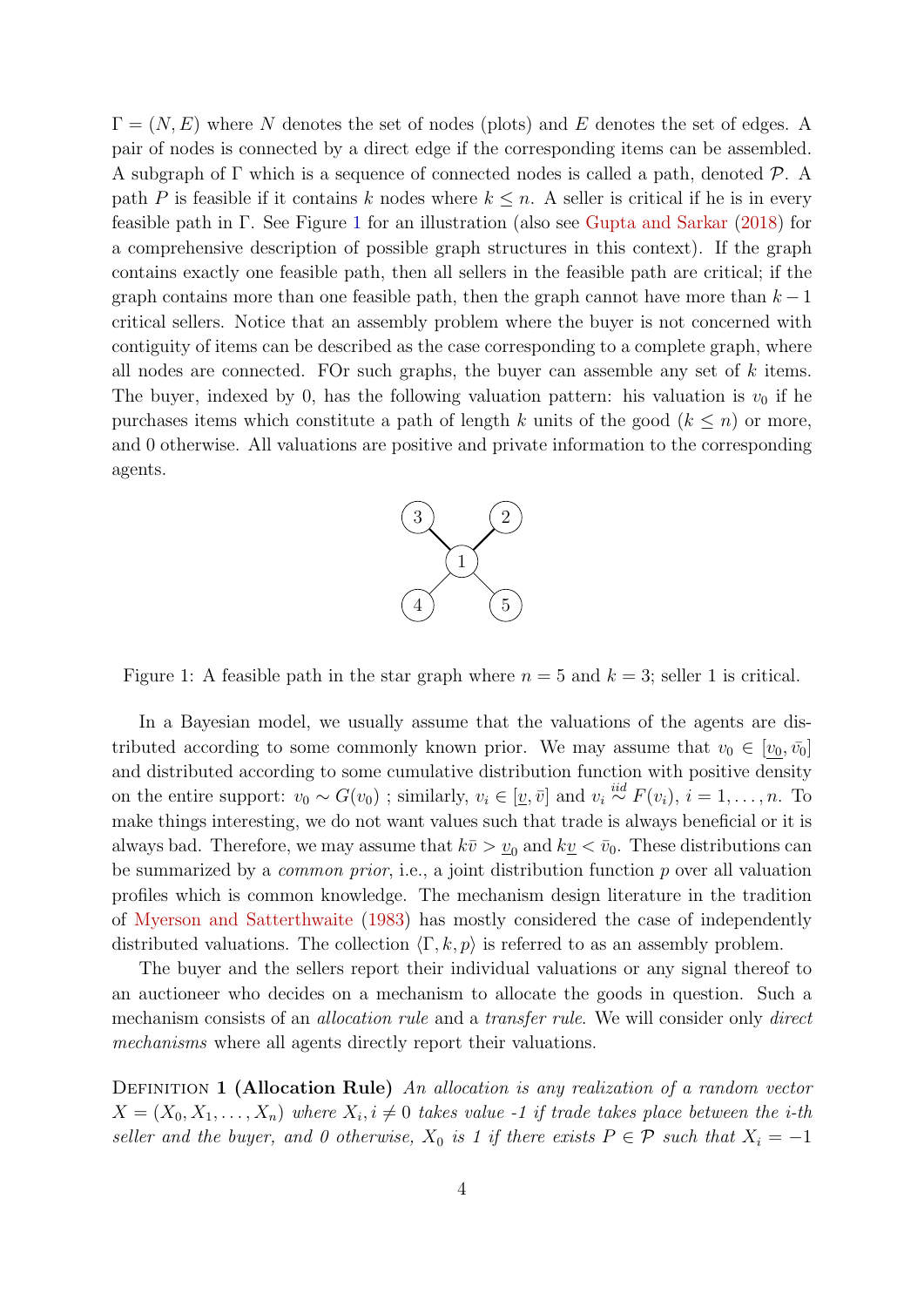$\Gamma = (N, E)$ where $N$ denotes the set of nodes (plots) and $E$ denotes the set of edges. A pair of nodes is connected by a direct edge if the corresponding items can be assembled. A subgraph of $\Gamma$ which is a sequence of connected nodes is called a path, denoted $\mathcal{P}$. A path $P$ is feasible if it contains $k$ nodes where $k \leq n$. A seller is critical if he is in every feasible path in $\Gamma$. See Figure 1 for an illustration (also see Gupta and Sarkar (2018) for a comprehensive description of possible graph structures in this context). If the graph contains exactly one feasible path, then all sellers in the feasible path are critical; if the graph contains more than one feasible path, then the graph cannot have more than $k-1$ critical sellers. Notice that an assembly problem where the buyer is not concerned with contiguity of items can be described as the case corresponding to a complete graph, where all nodes are connected. FOr such graphs, the buyer can assemble any set of $k$ items. The buyer, indexed by 0, has the following valuation pattern: his valuation is $v_0$ if he purchases items which constitute a path of length $k$ units of the good ($k \leq n$) or more, and 0 otherwise. All valuations are positive and private information to the corresponding agents.

Figure 1: A feasible path in the star graph where $n = 5$ and $k = 3$; seller 1 is critical.

In a Bayesian model, we usually assume that the valuations of the agents are distributed according to some commonly known prior. We may assume that $v_0 \in [\underline{v_0}, \bar{v_0}]$ and distributed according to some cumulative distribution function with positive density on the entire support: $v_0 \sim G(v_0)$ ; similarly, $v_i \in [\underline{v}, \bar{v}]$ and $v_i \overset{iid}{\sim} F(v_i)$, $i = 1, \ldots, n$. To make things interesting, we do not want values such that trade is always beneficial or it is always bad. Therefore, we may assume that $k\bar{v} > \underline{v}_0$ and $k\underline{v} < \bar{v}_0$. These distributions can be summarized by a *common prior*, i.e., a joint distribution function $p$ over all valuation profiles which is common knowledge. The mechanism design literature in the tradition of Myerson and Satterthwaite (1983) has mostly considered the case of independently distributed valuations. The collection $\langle \Gamma, k, p \rangle$ is referred to as an assembly problem.

The buyer and the sellers report their individual valuations or any signal thereof to an auctioneer who decides on a mechanism to allocate the goods in question. Such a mechanism consists of an *allocation rule* and a *transfer rule*. We will consider only *direct mechanisms* where all agents directly report their valuations.

Definition **1 (Allocation Rule)** *An allocation is any realization of a random vector $X = (X_0, X_1, \ldots, X_n)$ where $X_i, i \neq 0$ takes value -1 if trade takes place between the i-th seller and the buyer, and 0 otherwise, $X_0$ is 1 if there exists $P \in \mathcal{P}$ such that $X_i = -1$*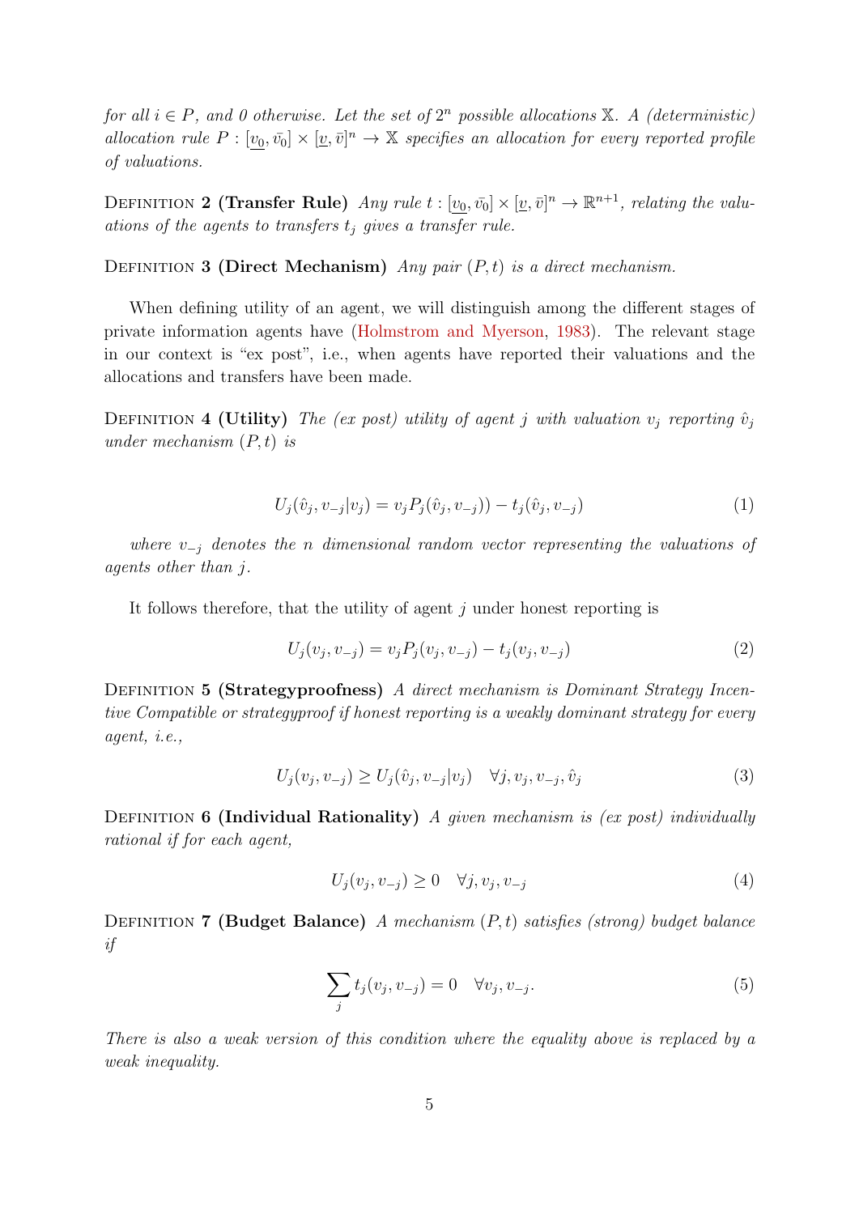*for all $i \in P$, and 0 otherwise. Let the set of $2^n$ possible allocations $\mathbb{X}$. A (deterministic) allocation rule $P : [\underline{v_0}, \bar{v_0}] \times [\underline{v}, \bar{v}]^n \to \mathbb{X}$ specifies an allocation for every reported profile of valuations.*

Definition 2 **(Transfer Rule)** *Any rule $t : [\underline{v_0}, \bar{v_0}] \times [\underline{v}, \bar{v}]^n \to \mathbb{R}^{n+1}$, relating the valuations of the agents to transfers $t_j$ gives a transfer rule.*

Definition 3 **(Direct Mechanism)** *Any pair $(P, t)$ is a direct mechanism.*

When defining utility of an agent, we will distinguish among the different stages of private information agents have (Holmstrom and Myerson, 1983). The relevant stage in our context is "ex post", i.e., when agents have reported their valuations and the allocations and transfers have been made.

Definition 4 **(Utility)** *The (ex post) utility of agent $j$ with valuation $v_j$ reporting $\hat{v}_j$ under mechanism $(P, t)$ is*

$$U_j(\hat{v}_j, v_{-j}|v_j) = v_j P_j(\hat{v}_j, v_{-j})) - t_j(\hat{v}_j, v_{-j}) \tag{1}$$

*where $v_{-j}$ denotes the $n$ dimensional random vector representing the valuations of agents other than $j$.*

It follows therefore, that the utility of agent $j$ under honest reporting is

$$U_j(v_j, v_{-j}) = v_j P_j(v_j, v_{-j}) - t_j(v_j, v_{-j}) \tag{2}$$

Definition 5 **(Strategyproofness)** *A direct mechanism is Dominant Strategy Incentive Compatible or strategyproof if honest reporting is a weakly dominant strategy for every agent, i.e.,*

$$U_j(v_j, v_{-j}) \geq U_j(\hat{v}_j, v_{-j}|v_j) \quad \forall j, v_j, v_{-j}, \hat{v}_j \tag{3}$$

Definition 6 **(Individual Rationality)** *A given mechanism is (ex post) individually rational if for each agent,*

$$U_j(v_j, v_{-j}) \geq 0 \quad \forall j, v_j, v_{-j} \tag{4}$$

Definition 7 **(Budget Balance)** *A mechanism $(P, t)$ satisfies (strong) budget balance if*

$$\sum_j t_j(v_j, v_{-j}) = 0 \quad \forall v_j, v_{-j}. \tag{5}$$

*There is also a weak version of this condition where the equality above is replaced by a weak inequality.*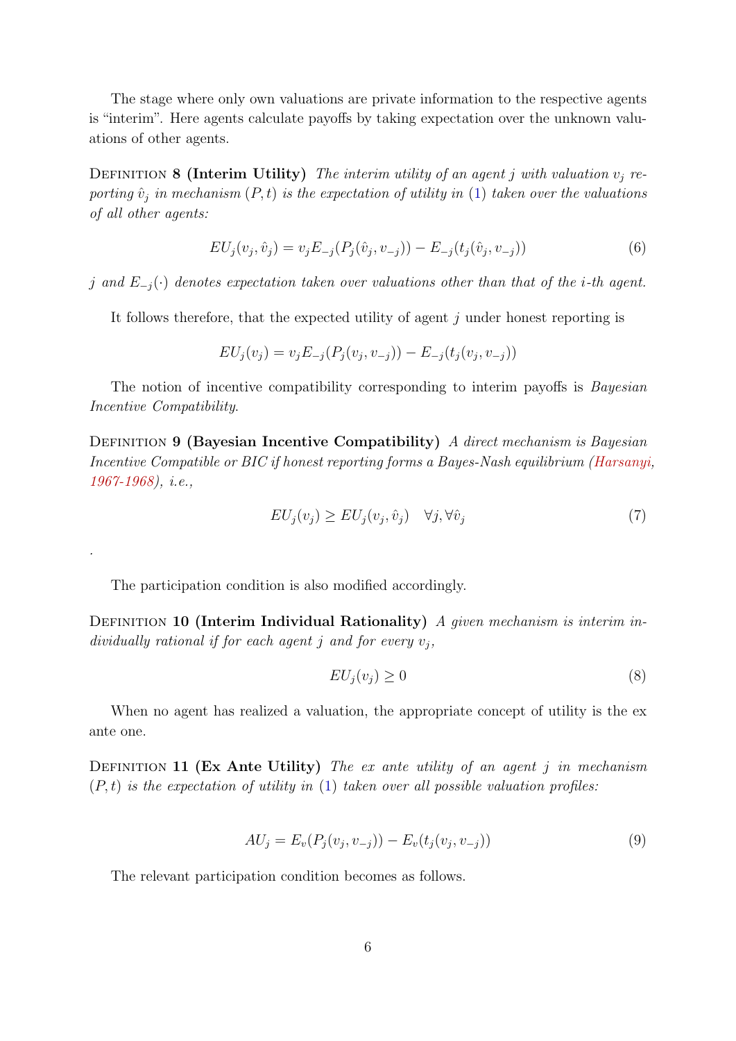The stage where only own valuations are private information to the respective agents is "interim". Here agents calculate payoffs by taking expectation over the unknown valuations of other agents.

**Definition 8 (Interim Utility)** *The interim utility of an agent $j$ with valuation $v_j$ reporting $\hat{v}_j$ in mechanism $(P, t)$ is the expectation of utility in (1) taken over the valuations of all other agents:*

$$EU_j(v_j, \hat{v}_j) = v_j E_{-j}(P_j(\hat{v}_j, v_{-j})) - E_{-j}(t_j(\hat{v}_j, v_{-j})) \tag{6}$$

*$j$ and $E_{-j}(\cdot)$ denotes expectation taken over valuations other than that of the $i$-th agent.*

It follows therefore, that the expected utility of agent $j$ under honest reporting is

$$EU_j(v_j) = v_j E_{-j}(P_j(v_j, v_{-j})) - E_{-j}(t_j(v_j, v_{-j}))$$

The notion of incentive compatibility corresponding to interim payoffs is *Bayesian Incentive Compatibility*.

**Definition 9 (Bayesian Incentive Compatibility)** *A direct mechanism is Bayesian Incentive Compatible or BIC if honest reporting forms a Bayes-Nash equilibrium (Harsanyi, 1967-1968), i.e.,*

$$EU_j(v_j) \geq EU_j(v_j, \hat{v}_j) \quad \forall j, \forall \hat{v}_j \tag{7}$$

.

The participation condition is also modified accordingly.

**Definition 10 (Interim Individual Rationality)** *A given mechanism is interim individually rational if for each agent $j$ and for every $v_j$,*

$$EU_j(v_j) \geq 0 \tag{8}$$

When no agent has realized a valuation, the appropriate concept of utility is the ex ante one.

**Definition 11 (Ex Ante Utility)** *The ex ante utility of an agent $j$ in mechanism $(P, t)$ is the expectation of utility in (1) taken over all possible valuation profiles:*

$$AU_j = E_v(P_j(v_j, v_{-j})) - E_v(t_j(v_j, v_{-j})) \tag{9}$$

The relevant participation condition becomes as follows.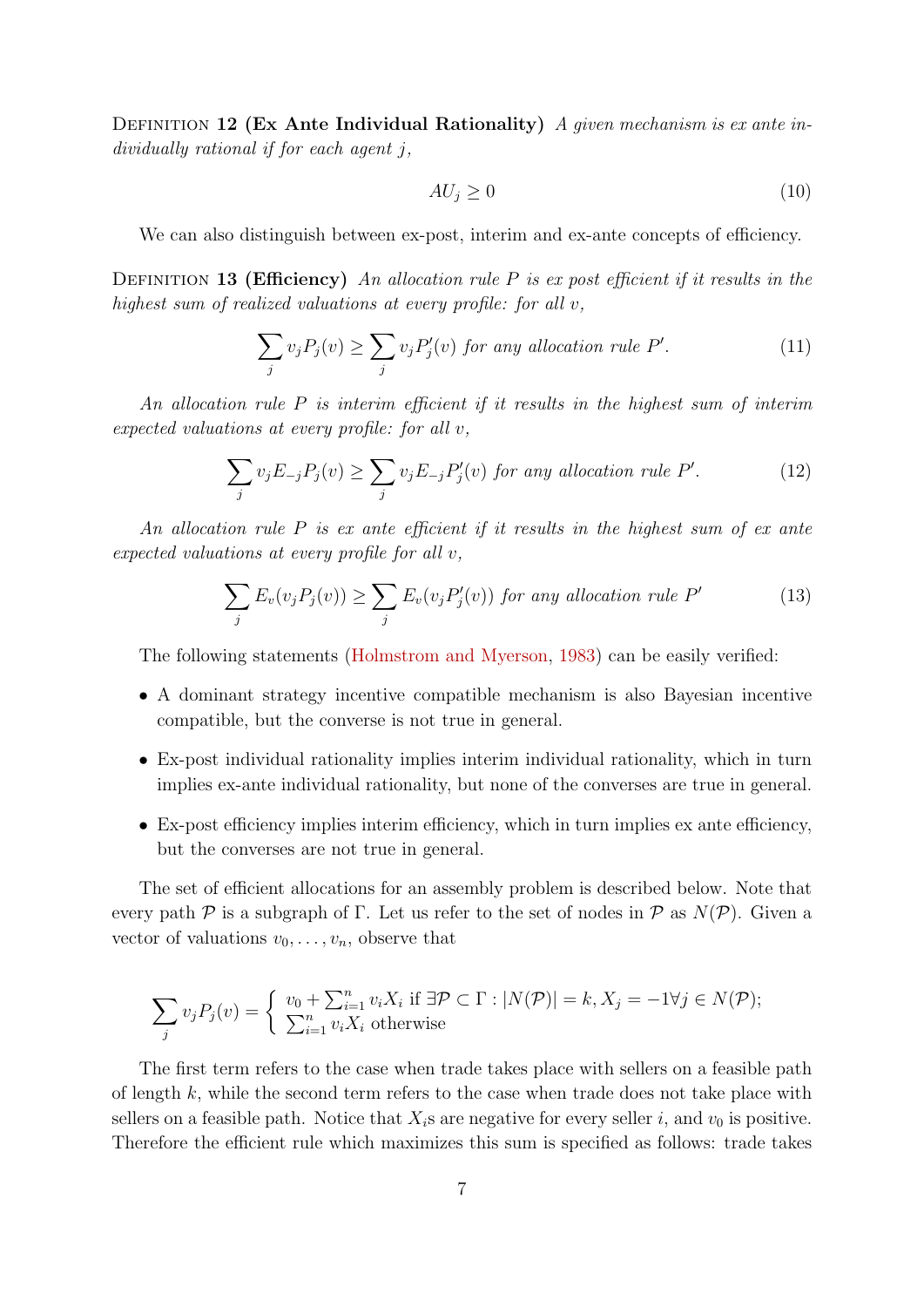DEFINITION **12 (Ex Ante Individual Rationality)** *A given mechanism is ex ante individually rational if for each agent $j$,*

$$AU_j \geq 0 \tag{10}$$

We can also distinguish between ex-post, interim and ex-ante concepts of efficiency.

DEFINITION **13 (Efficiency)** *An allocation rule $P$ is ex post efficient if it results in the highest sum of realized valuations at every profile: for all $v$,*

$$\sum_j v_j P_j(v) \geq \sum_j v_j P'_j(v) \text{ for any allocation rule } P'. \tag{11}$$

*An allocation rule $P$ is interim efficient if it results in the highest sum of interim expected valuations at every profile: for all $v$,*

$$\sum_j v_j E_{-j} P_j(v) \geq \sum_j v_j E_{-j} P'_j(v) \text{ for any allocation rule } P'. \tag{12}$$

*An allocation rule $P$ is ex ante efficient if it results in the highest sum of ex ante expected valuations at every profile for all $v$,*

$$\sum_j E_v(v_j P_j(v)) \geq \sum_j E_v(v_j P'_j(v)) \text{ for any allocation rule } P' \tag{13}$$

The following statements (Holmstrom and Myerson, 1983) can be easily verified:

- A dominant strategy incentive compatible mechanism is also Bayesian incentive compatible, but the converse is not true in general.
- Ex-post individual rationality implies interim individual rationality, which in turn implies ex-ante individual rationality, but none of the converses are true in general.
- Ex-post efficiency implies interim efficiency, which in turn implies ex ante efficiency, but the converses are not true in general.

The set of efficient allocations for an assembly problem is described below. Note that every path $\mathcal{P}$ is a subgraph of $\Gamma$. Let us refer to the set of nodes in $\mathcal{P}$ as $N(\mathcal{P})$. Given a vector of valuations $v_0, \ldots, v_n$, observe that

$$\sum_j v_j P_j(v) = \begin{cases} v_0 + \sum_{i=1}^n v_i X_i \text{ if } \exists \mathcal{P} \subset \Gamma : |N(\mathcal{P})| = k, X_j = -1 \forall j \in N(\mathcal{P}); \\ \sum_{i=1}^n v_i X_i \text{ otherwise} \end{cases}$$

The first term refers to the case when trade takes place with sellers on a feasible path of length $k$, while the second term refers to the case when trade does not take place with sellers on a feasible path. Notice that $X_i$s are negative for every seller $i$, and $v_0$ is positive. Therefore the efficient rule which maximizes this sum is specified as follows: trade takes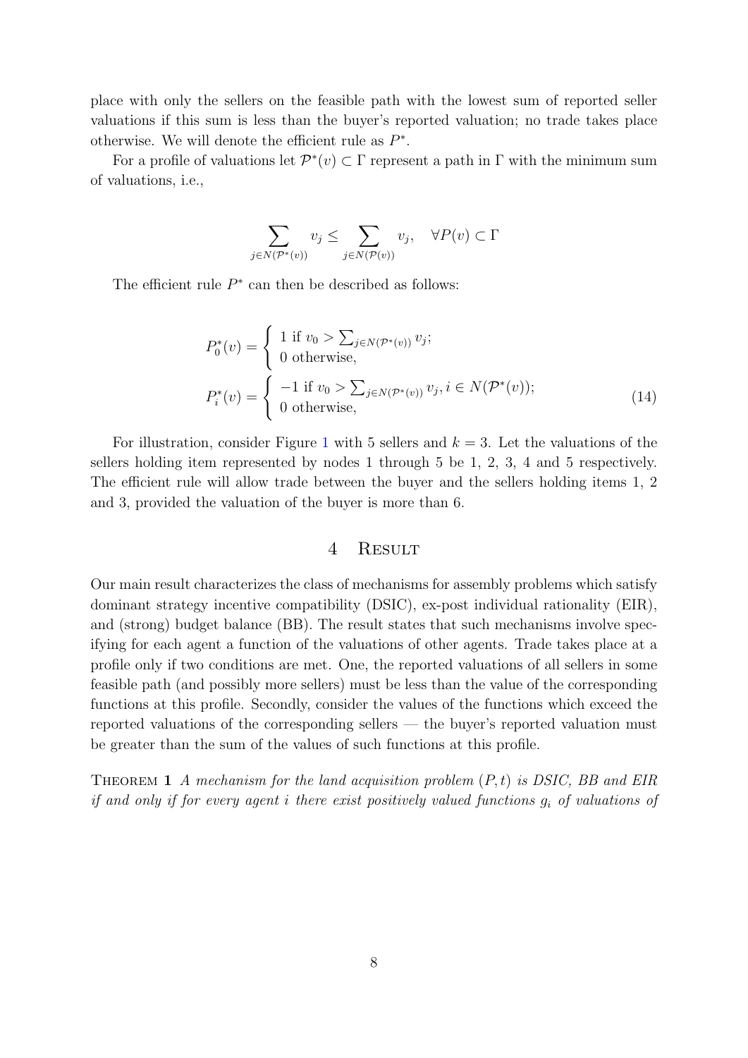place with only the sellers on the feasible path with the lowest sum of reported seller valuations if this sum is less than the buyer's reported valuation; no trade takes place otherwise. We will denote the efficient rule as $P^*$.

For a profile of valuations let $\mathcal{P}^*(v) \subset \Gamma$ represent a path in $\Gamma$ with the minimum sum of valuations, i.e.,

$$\sum_{j \in N(\mathcal{P}^*(v))} v_j \leq \sum_{j \in N(\mathcal{P}(v))} v_j, \quad \forall P(v) \subset \Gamma$$

The efficient rule $P^*$ can then be described as follows:

$$P_0^*(v) = \begin{cases} 1 \text{ if } v_0 > \sum_{j \in N(\mathcal{P}^*(v))} v_j; \\ 0 \text{ otherwise,} \end{cases}$$

$$P_i^*(v) = \begin{cases} -1 \text{ if } v_0 > \sum_{j \in N(\mathcal{P}^*(v))} v_j, i \in N(\mathcal{P}^*(v)); \\ 0 \text{ otherwise,} \end{cases} \tag{14}$$

For illustration, consider Figure 1 with 5 sellers and $k = 3$. Let the valuations of the sellers holding item represented by nodes 1 through 5 be 1, 2, 3, 4 and 5 respectively. The efficient rule will allow trade between the buyer and the sellers holding items 1, 2 and 3, provided the valuation of the buyer is more than 6.

## 4 Result

Our main result characterizes the class of mechanisms for assembly problems which satisfy dominant strategy incentive compatibility (DSIC), ex-post individual rationality (EIR), and (strong) budget balance (BB). The result states that such mechanisms involve specifying for each agent a function of the valuations of other agents. Trade takes place at a profile only if two conditions are met. One, the reported valuations of all sellers in some feasible path (and possibly more sellers) must be less than the value of the corresponding functions at this profile. Secondly, consider the values of the functions which exceed the reported valuations of the corresponding sellers — the buyer's reported valuation must be greater than the sum of the values of such functions at this profile.

**Theorem 1** *A mechanism for the land acquisition problem $(P, t)$ is DSIC, BB and EIR if and only if for every agent $i$ there exist positively valued functions $g_i$ of valuations of*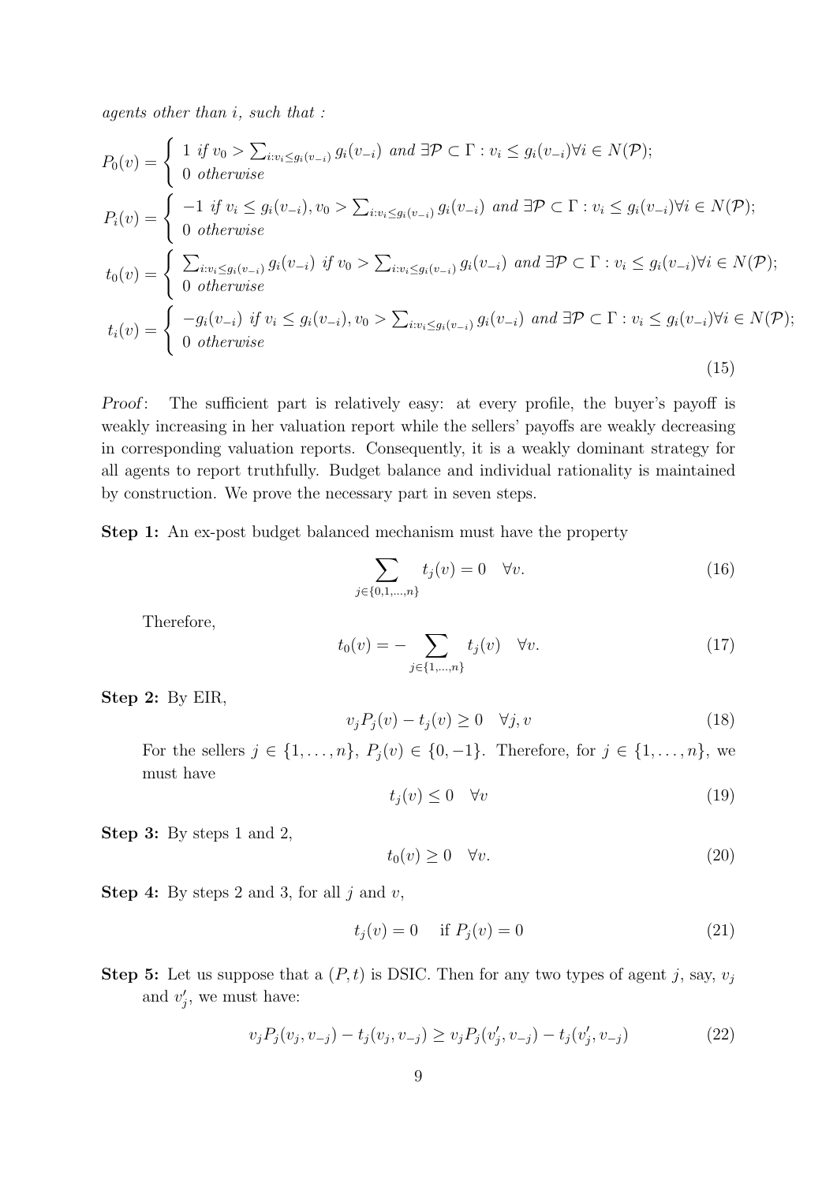*agents other than i, such that :*

$$
\begin{aligned}
P_0(v) &= \begin{cases} 1 \text{ if } v_0 > \sum_{i:v_i \le g_i(v_{-i})} g_i(v_{-i}) \text{ and } \exists \mathcal{P} \subset \Gamma : v_i \le g_i(v_{-i}) \forall i \in N(\mathcal{P}); \\ 0 \text{ otherwise} \end{cases} \\
P_i(v) &= \begin{cases} -1 \text{ if } v_i \le g_i(v_{-i}), v_0 > \sum_{i:v_i \le g_i(v_{-i})} g_i(v_{-i}) \text{ and } \exists \mathcal{P} \subset \Gamma : v_i \le g_i(v_{-i}) \forall i \in N(\mathcal{P}); \\ 0 \text{ otherwise} \end{cases} \\
t_0(v) &= \begin{cases} \sum_{i:v_i \le g_i(v_{-i})} g_i(v_{-i}) \text{ if } v_0 > \sum_{i:v_i \le g_i(v_{-i})} g_i(v_{-i}) \text{ and } \exists \mathcal{P} \subset \Gamma : v_i \le g_i(v_{-i}) \forall i \in N(\mathcal{P}); \\ 0 \text{ otherwise} \end{cases} \\
t_i(v) &= \begin{cases} -g_i(v_{-i}) \text{ if } v_i \le g_i(v_{-i}), v_0 > \sum_{i:v_i \le g_i(v_{-i})} g_i(v_{-i}) \text{ and } \exists \mathcal{P} \subset \Gamma : v_i \le g_i(v_{-i}) \forall i \in N(\mathcal{P}); \\ 0 \text{ otherwise} \end{cases}
\end{aligned}
\tag{15}
$$

*Proof*: The sufficient part is relatively easy: at every profile, the buyer's payoff is weakly increasing in her valuation report while the sellers' payoffs are weakly decreasing in corresponding valuation reports. Consequently, it is a weakly dominant strategy for all agents to report truthfully. Budget balance and individual rationality is maintained by construction. We prove the necessary part in seven steps.

**Step 1:** An ex-post budget balanced mechanism must have the property

$$\sum_{j \in \{0,1,\ldots,n\}} t_j(v) = 0 \quad \forall v. \tag{16}$$

Therefore,

$$t_0(v) = -\sum_{j \in \{1,\ldots,n\}} t_j(v) \quad \forall v. \tag{17}$$

**Step 2:** By EIR,

$$v_j P_j(v) - t_j(v) \ge 0 \quad \forall j, v \tag{18}$$

For the sellers $j \in \{1,\ldots,n\}$, $P_j(v) \in \{0,-1\}$. Therefore, for $j \in \{1,\ldots,n\}$, we must have

$$t_j(v) \le 0 \quad \forall v \tag{19}$$

**Step 3:** By steps 1 and 2,

$$t_0(v) \ge 0 \quad \forall v. \tag{20}$$

**Step 4:** By steps 2 and 3, for all $j$ and $v$,

$$t_j(v) = 0 \quad \text{ if } P_j(v) = 0 \tag{21}$$

**Step 5:** Let us suppose that a $(P,t)$ is DSIC. Then for any two types of agent $j$, say, $v_j$ and $v_j'$, we must have:

$$v_j P_j(v_j, v_{-j}) - t_j(v_j, v_{-j}) \ge v_j P_j(v_j', v_{-j}) - t_j(v_j', v_{-j}) \tag{22}$$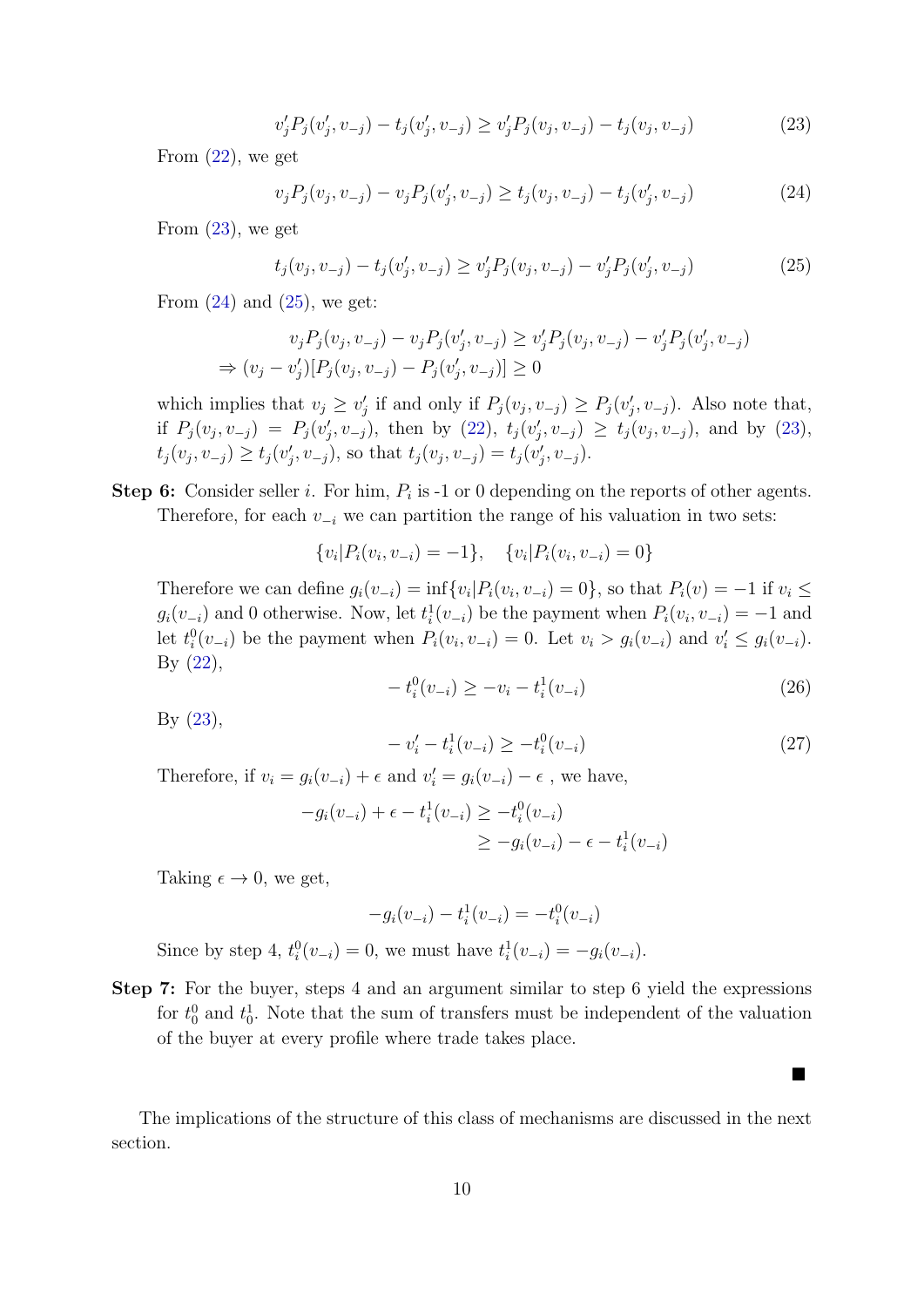$$v'_j P_j(v'_j, v_{-j}) - t_j(v'_j, v_{-j}) \geq v'_j P_j(v_j, v_{-j}) - t_j(v_j, v_{-j}) \tag{23}$$

From (22), we get

$$v_j P_j(v_j, v_{-j}) - v_j P_j(v'_j, v_{-j}) \geq t_j(v_j, v_{-j}) - t_j(v'_j, v_{-j}) \tag{24}$$

From (23), we get

$$t_j(v_j, v_{-j}) - t_j(v'_j, v_{-j}) \geq v'_j P_j(v_j, v_{-j}) - v'_j P_j(v'_j, v_{-j}) \tag{25}$$

From (24) and (25), we get:

$$\begin{aligned} & v_j P_j(v_j, v_{-j}) - v_j P_j(v'_j, v_{-j}) \geq v'_j P_j(v_j, v_{-j}) - v'_j P_j(v'_j, v_{-j}) \\ \Rightarrow & (v_j - v'_j)[P_j(v_j, v_{-j}) - P_j(v'_j, v_{-j})] \geq 0 \end{aligned}$$

which implies that $v_j \geq v'_j$ if and only if $P_j(v_j, v_{-j}) \geq P_j(v'_j, v_{-j})$. Also note that, if $P_j(v_j, v_{-j}) = P_j(v'_j, v_{-j})$, then by (22), $t_j(v'_j, v_{-j}) \geq t_j(v_j, v_{-j})$, and by (23), $t_j(v_j, v_{-j}) \geq t_j(v'_j, v_{-j})$, so that $t_j(v_j, v_{-j}) = t_j(v'_j, v_{-j})$.

**Step 6:** Consider seller $i$. For him, $P_i$ is -1 or 0 depending on the reports of other agents. Therefore, for each $v_{-i}$ we can partition the range of his valuation in two sets:

$$\{v_i | P_i(v_i, v_{-i}) = -1\}, \quad \{v_i | P_i(v_i, v_{-i}) = 0\}$$

Therefore we can define $g_i(v_{-i}) = \inf\{v_i | P_i(v_i, v_{-i}) = 0\}$, so that $P_i(v) = -1$ if $v_i \leq g_i(v_{-i})$ and 0 otherwise. Now, let $t_i^1(v_{-i})$ be the payment when $P_i(v_i, v_{-i}) = -1$ and let $t_i^0(v_{-i})$ be the payment when $P_i(v_i, v_{-i}) = 0$. Let $v_i > g_i(v_{-i})$ and $v'_i \leq g_i(v_{-i})$. By (22),

$$-t_i^0(v_{-i}) \geq -v_i - t_i^1(v_{-i}) \tag{26}$$

By (23),

$$-v'_i - t_i^1(v_{-i}) \geq -t_i^0(v_{-i}) \tag{27}$$

Therefore, if $v_i = g_i(v_{-i}) + \epsilon$ and $v'_i = g_i(v_{-i}) - \epsilon$ , we have,

$$\begin{aligned} -g_i(v_{-i}) + \epsilon - t_i^1(v_{-i}) &\geq -t_i^0(v_{-i}) \\ &\geq -g_i(v_{-i}) - \epsilon - t_i^1(v_{-i}) \end{aligned}$$

Taking $\epsilon \to 0$, we get,

$$-g_i(v_{-i}) - t_i^1(v_{-i}) = -t_i^0(v_{-i})$$

Since by step 4, $t_i^0(v_{-i}) = 0$, we must have $t_i^1(v_{-i}) = -g_i(v_{-i})$.

**Step 7:** For the buyer, steps 4 and an argument similar to step 6 yield the expressions for $t_0^0$ and $t_0^1$. Note that the sum of transfers must be independent of the valuation of the buyer at every profile where trade takes place.

■

The implications of the structure of this class of mechanisms are discussed in the next section.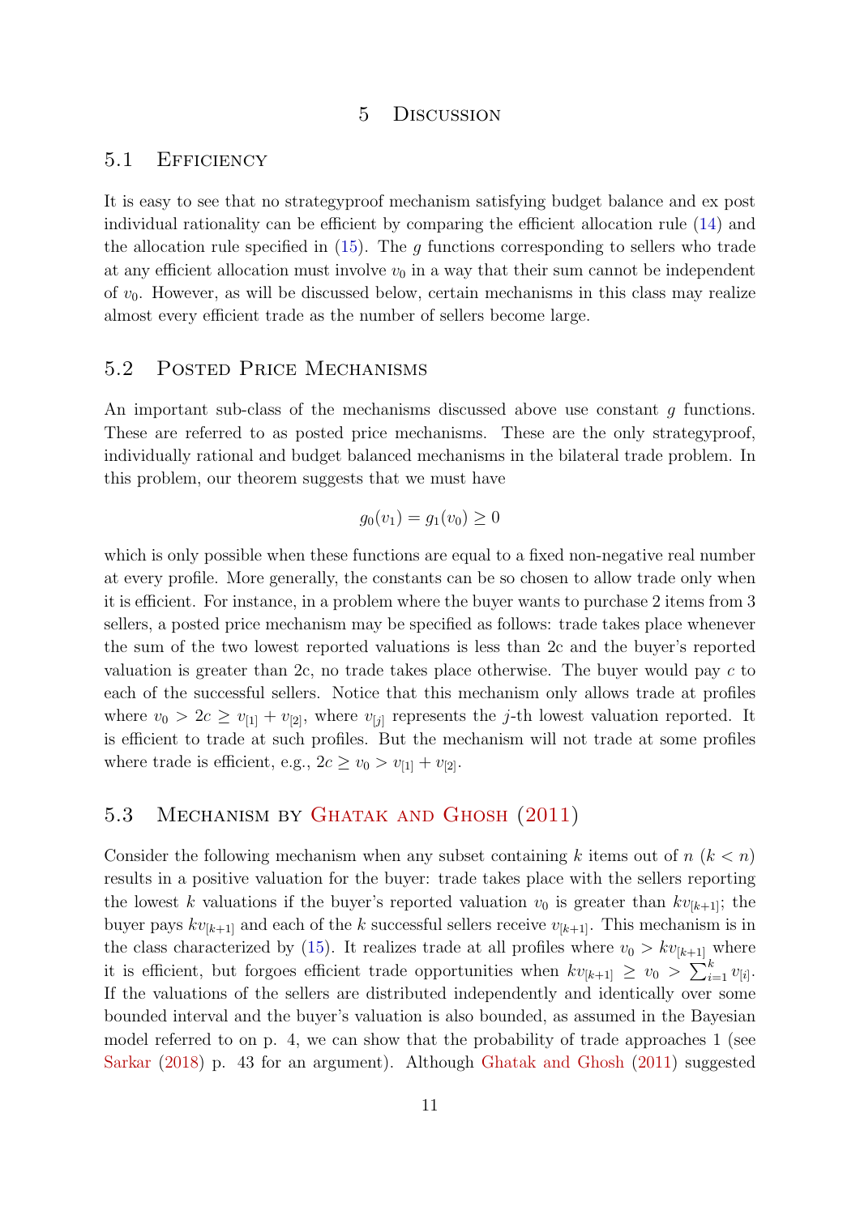# 5 Discussion

## 5.1 Efficiency

It is easy to see that no strategyproof mechanism satisfying budget balance and ex post individual rationality can be efficient by comparing the efficient allocation rule (14) and the allocation rule specified in (15). The $g$ functions corresponding to sellers who trade at any efficient allocation must involve $v_0$ in a way that their sum cannot be independent of $v_0$. However, as will be discussed below, certain mechanisms in this class may realize almost every efficient trade as the number of sellers become large.

## 5.2 Posted Price Mechanisms

An important sub-class of the mechanisms discussed above use constant $g$ functions. These are referred to as posted price mechanisms. These are the only strategyproof, individually rational and budget balanced mechanisms in the bilateral trade problem. In this problem, our theorem suggests that we must have

$$g_0(v_1) = g_1(v_0) \geq 0$$

which is only possible when these functions are equal to a fixed non-negative real number at every profile. More generally, the constants can be so chosen to allow trade only when it is efficient. For instance, in a problem where the buyer wants to purchase 2 items from 3 sellers, a posted price mechanism may be specified as follows: trade takes place whenever the sum of the two lowest reported valuations is less than 2c and the buyer's reported valuation is greater than 2c, no trade takes place otherwise. The buyer would pay $c$ to each of the successful sellers. Notice that this mechanism only allows trade at profiles where $v_0 > 2c \geq v_{[1]} + v_{[2]}$, where $v_{[j]}$ represents the $j$-th lowest valuation reported. It is efficient to trade at such profiles. But the mechanism will not trade at some profiles where trade is efficient, e.g., $2c \geq v_0 > v_{[1]} + v_{[2]}$.

## 5.3 Mechanism by Ghatak and Ghosh (2011)

Consider the following mechanism when any subset containing $k$ items out of $n$ ($k < n$) results in a positive valuation for the buyer: trade takes place with the sellers reporting the lowest $k$ valuations if the buyer's reported valuation $v_0$ is greater than $kv_{[k+1]}$; the buyer pays $kv_{[k+1]}$ and each of the $k$ successful sellers receive $v_{[k+1]}$. This mechanism is in the class characterized by (15). It realizes trade at all profiles where $v_0 > kv_{[k+1]}$ where it is efficient, but forgoes efficient trade opportunities when $kv_{[k+1]} \geq v_0 > \sum_{i=1}^{k} v_{[i]}$. If the valuations of the sellers are distributed independently and identically over some bounded interval and the buyer's valuation is also bounded, as assumed in the Bayesian model referred to on p. 4, we can show that the probability of trade approaches 1 (see Sarkar (2018) p. 43 for an argument). Although Ghatak and Ghosh (2011) suggested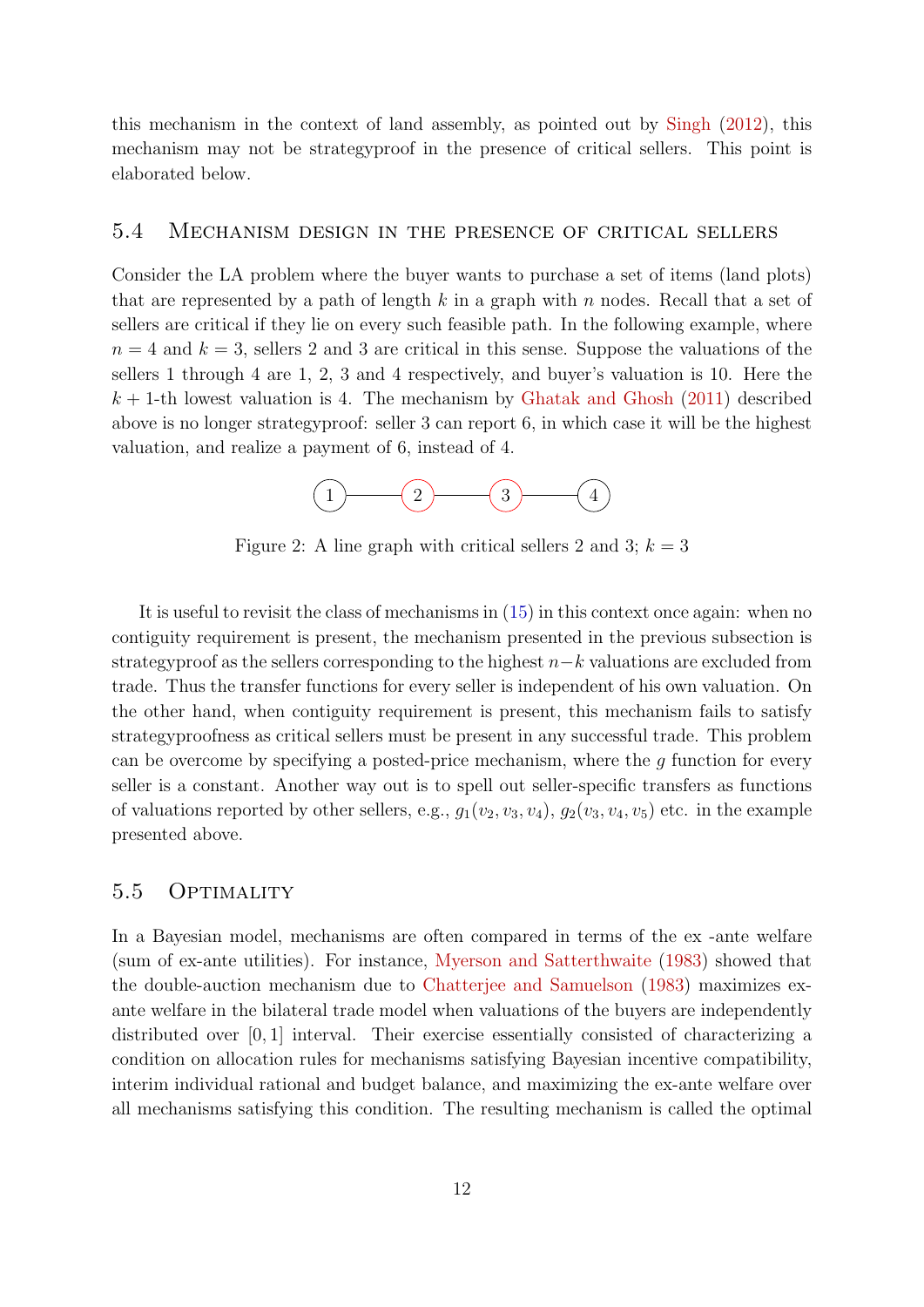this mechanism in the context of land assembly, as pointed out by Singh (2012), this mechanism may not be strategyproof in the presence of critical sellers. This point is elaborated below.

### 5.4 Mechanism design in the presence of critical sellers

Consider the LA problem where the buyer wants to purchase a set of items (land plots) that are represented by a path of length $k$ in a graph with $n$ nodes. Recall that a set of sellers are critical if they lie on every such feasible path. In the following example, where $n = 4$ and $k = 3$, sellers 2 and 3 are critical in this sense. Suppose the valuations of the sellers 1 through 4 are 1, 2, 3 and 4 respectively, and buyer's valuation is 10. Here the $k + 1$-th lowest valuation is 4. The mechanism by Ghatak and Ghosh (2011) described above is no longer strategyproof: seller 3 can report 6, in which case it will be the highest valuation, and realize a payment of 6, instead of 4.

Figure 2: A line graph with critical sellers 2 and 3; $k = 3$

It is useful to revisit the class of mechanisms in (15) in this context once again: when no contiguity requirement is present, the mechanism presented in the previous subsection is strategyproof as the sellers corresponding to the highest $n-k$ valuations are excluded from trade. Thus the transfer functions for every seller is independent of his own valuation. On the other hand, when contiguity requirement is present, this mechanism fails to satisfy strategyproofness as critical sellers must be present in any successful trade. This problem can be overcome by specifying a posted-price mechanism, where the $g$ function for every seller is a constant. Another way out is to spell out seller-specific transfers as functions of valuations reported by other sellers, e.g., $g_1(v_2, v_3, v_4)$, $g_2(v_3, v_4, v_5)$ etc. in the example presented above.

### 5.5 Optimality

In a Bayesian model, mechanisms are often compared in terms of the ex -ante welfare (sum of ex-ante utilities). For instance, Myerson and Satterthwaite (1983) showed that the double-auction mechanism due to Chatterjee and Samuelson (1983) maximizes ex-ante welfare in the bilateral trade model when valuations of the buyers are independently distributed over $[0, 1]$ interval. Their exercise essentially consisted of characterizing a condition on allocation rules for mechanisms satisfying Bayesian incentive compatibility, interim individual rational and budget balance, and maximizing the ex-ante welfare over all mechanisms satisfying this condition. The resulting mechanism is called the optimal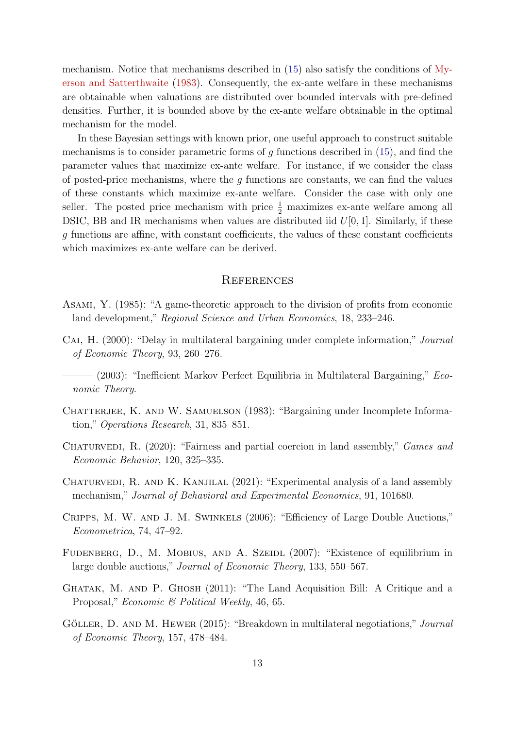mechanism. Notice that mechanisms described in (15) also satisfy the conditions of Myerson and Satterthwaite (1983). Consequently, the ex-ante welfare in these mechanisms are obtainable when valuations are distributed over bounded intervals with pre-defined densities. Further, it is bounded above by the ex-ante welfare obtainable in the optimal mechanism for the model.

In these Bayesian settings with known prior, one useful approach to construct suitable mechanisms is to consider parametric forms of $g$ functions described in (15), and find the parameter values that maximize ex-ante welfare. For instance, if we consider the class of posted-price mechanisms, where the $g$ functions are constants, we can find the values of these constants which maximize ex-ante welfare. Consider the case with only one seller. The posted price mechanism with price $\frac{1}{2}$ maximizes ex-ante welfare among all DSIC, BB and IR mechanisms when values are distributed iid $U[0, 1]$. Similarly, if these $g$ functions are affine, with constant coefficients, the values of these constant coefficients which maximizes ex-ante welfare can be derived.

## References

Asami, Y. (1985): "A game-theoretic approach to the division of profits from economic land development," *Regional Science and Urban Economics*, 18, 233–246.

Cai, H. (2000): "Delay in multilateral bargaining under complete information," *Journal of Economic Theory*, 93, 260–276.

——— (2003): "Inefficient Markov Perfect Equilibria in Multilateral Bargaining," *Economic Theory*.

Chatterjee, K. and W. Samuelson (1983): "Bargaining under Incomplete Information," *Operations Research*, 31, 835–851.

Chaturvedi, R. (2020): "Fairness and partial coercion in land assembly," *Games and Economic Behavior*, 120, 325–335.

Chaturvedi, R. and K. Kanjilal (2021): "Experimental analysis of a land assembly mechanism," *Journal of Behavioral and Experimental Economics*, 91, 101680.

Cripps, M. W. and J. M. Swinkels (2006): "Efficiency of Large Double Auctions," *Econometrica*, 74, 47–92.

Fudenberg, D., M. Mobius, and A. Szeidl (2007): "Existence of equilibrium in large double auctions," *Journal of Economic Theory*, 133, 550–567.

Ghatak, M. and P. Ghosh (2011): "The Land Acquisition Bill: A Critique and a Proposal," *Economic & Political Weekly*, 46, 65.

Göller, D. and M. Hewer (2015): "Breakdown in multilateral negotiations," *Journal of Economic Theory*, 157, 478–484.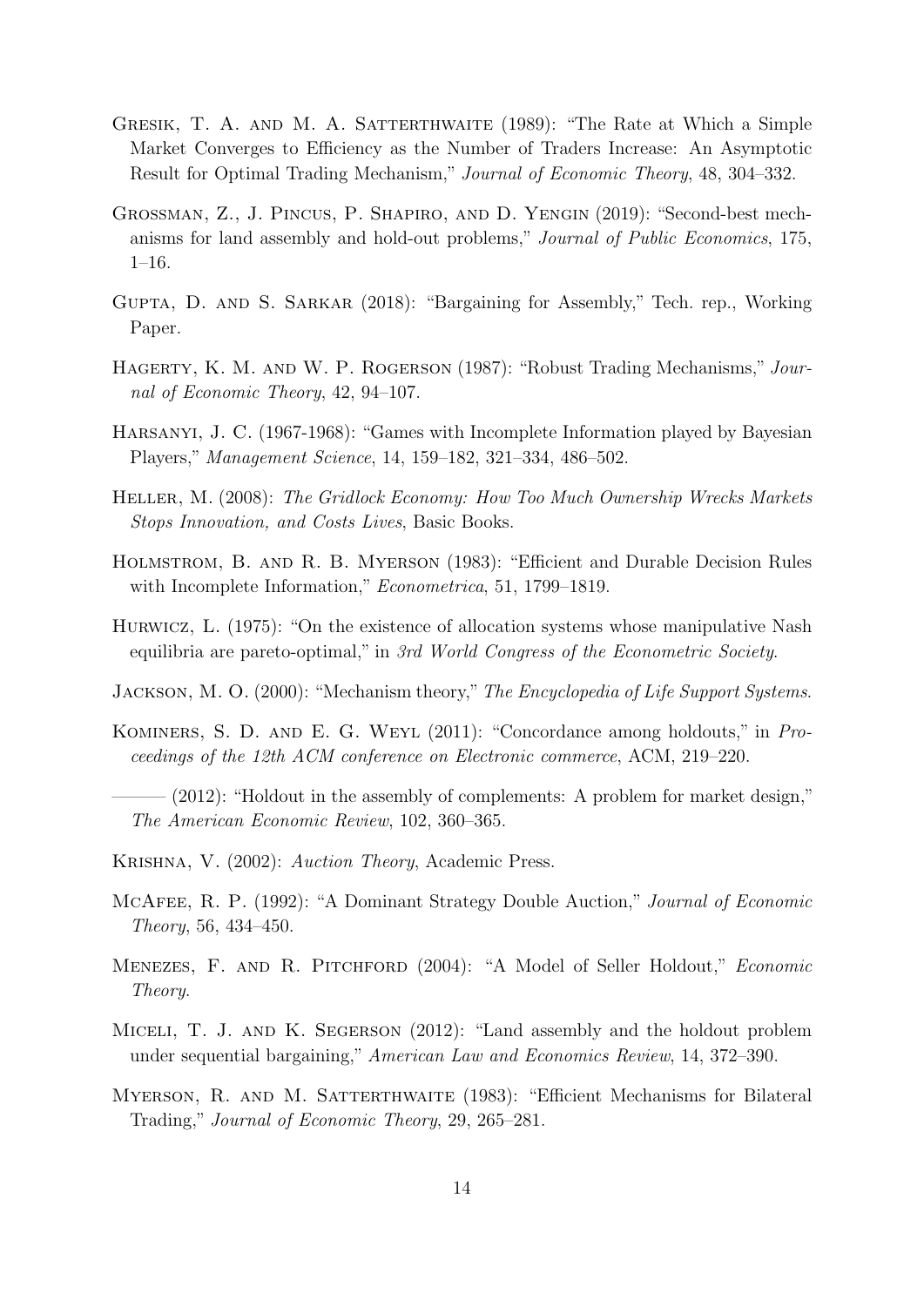Gresik, T. A. and M. A. Satterthwaite (1989): "The Rate at Which a Simple Market Converges to Efficiency as the Number of Traders Increase: An Asymptotic Result for Optimal Trading Mechanism," *Journal of Economic Theory*, 48, 304–332.

Grossman, Z., J. Pincus, P. Shapiro, and D. Yengin (2019): "Second-best mechanisms for land assembly and hold-out problems," *Journal of Public Economics*, 175, 1–16.

Gupta, D. and S. Sarkar (2018): "Bargaining for Assembly," Tech. rep., Working Paper.

Hagerty, K. M. and W. P. Rogerson (1987): "Robust Trading Mechanisms," *Journal of Economic Theory*, 42, 94–107.

Harsanyi, J. C. (1967-1968): "Games with Incomplete Information played by Bayesian Players," *Management Science*, 14, 159–182, 321–334, 486–502.

Heller, M. (2008): *The Gridlock Economy: How Too Much Ownership Wrecks Markets Stops Innovation, and Costs Lives*, Basic Books.

Holmstrom, B. and R. B. Myerson (1983): "Efficient and Durable Decision Rules with Incomplete Information," *Econometrica*, 51, 1799–1819.

Hurwicz, L. (1975): "On the existence of allocation systems whose manipulative Nash equilibria are pareto-optimal," in *3rd World Congress of the Econometric Society*.

Jackson, M. O. (2000): "Mechanism theory," *The Encyclopedia of Life Support Systems*.

Kominers, S. D. and E. G. Weyl (2011): "Concordance among holdouts," in *Proceedings of the 12th ACM conference on Electronic commerce*, ACM, 219–220.

——— (2012): "Holdout in the assembly of complements: A problem for market design," *The American Economic Review*, 102, 360–365.

Krishna, V. (2002): *Auction Theory*, Academic Press.

McAfee, R. P. (1992): "A Dominant Strategy Double Auction," *Journal of Economic Theory*, 56, 434–450.

Menezes, F. and R. Pitchford (2004): "A Model of Seller Holdout," *Economic Theory*.

Miceli, T. J. and K. Segerson (2012): "Land assembly and the holdout problem under sequential bargaining," *American Law and Economics Review*, 14, 372–390.

Myerson, R. and M. Satterthwaite (1983): "Efficient Mechanisms for Bilateral Trading," *Journal of Economic Theory*, 29, 265–281.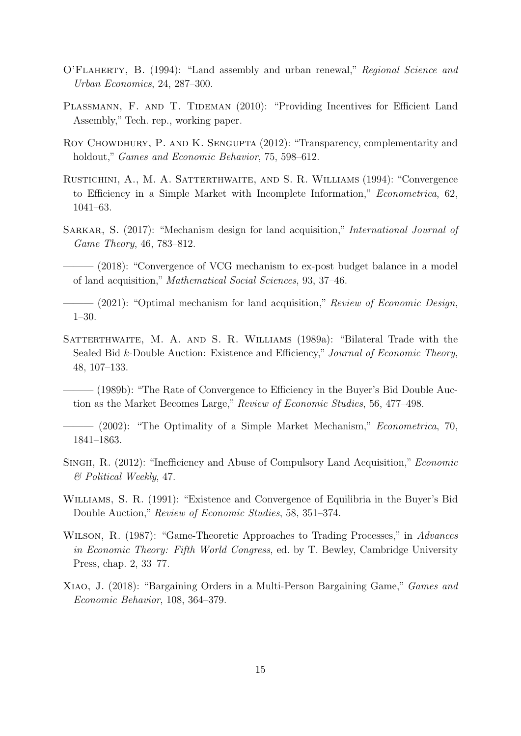O'Flaherty, B. (1994): "Land assembly and urban renewal," *Regional Science and Urban Economics*, 24, 287–300.

Plassmann, F. and T. Tideman (2010): "Providing Incentives for Efficient Land Assembly," Tech. rep., working paper.

Roy Chowdhury, P. and K. Sengupta (2012): "Transparency, complementarity and holdout," *Games and Economic Behavior*, 75, 598–612.

Rustichini, A., M. A. Satterthwaite, and S. R. Williams (1994): "Convergence to Efficiency in a Simple Market with Incomplete Information," *Econometrica*, 62, 1041–63.

Sarkar, S. (2017): "Mechanism design for land acquisition," *International Journal of Game Theory*, 46, 783–812.

——— (2018): "Convergence of VCG mechanism to ex-post budget balance in a model of land acquisition," *Mathematical Social Sciences*, 93, 37–46.

——— (2021): "Optimal mechanism for land acquisition," *Review of Economic Design*, 1–30.

Satterthwaite, M. A. and S. R. Williams (1989a): "Bilateral Trade with the Sealed Bid $k$-Double Auction: Existence and Efficiency," *Journal of Economic Theory*, 48, 107–133.

——— (1989b): "The Rate of Convergence to Efficiency in the Buyer's Bid Double Auction as the Market Becomes Large," *Review of Economic Studies*, 56, 477–498.

——— (2002): "The Optimality of a Simple Market Mechanism," *Econometrica*, 70, 1841–1863.

Singh, R. (2012): "Inefficiency and Abuse of Compulsory Land Acquisition," *Economic & Political Weekly*, 47.

Williams, S. R. (1991): "Existence and Convergence of Equilibria in the Buyer's Bid Double Auction," *Review of Economic Studies*, 58, 351–374.

Wilson, R. (1987): "Game-Theoretic Approaches to Trading Processes," in *Advances in Economic Theory: Fifth World Congress*, ed. by T. Bewley, Cambridge University Press, chap. 2, 33–77.

Xiao, J. (2018): "Bargaining Orders in a Multi-Person Bargaining Game," *Games and Economic Behavior*, 108, 364–379.